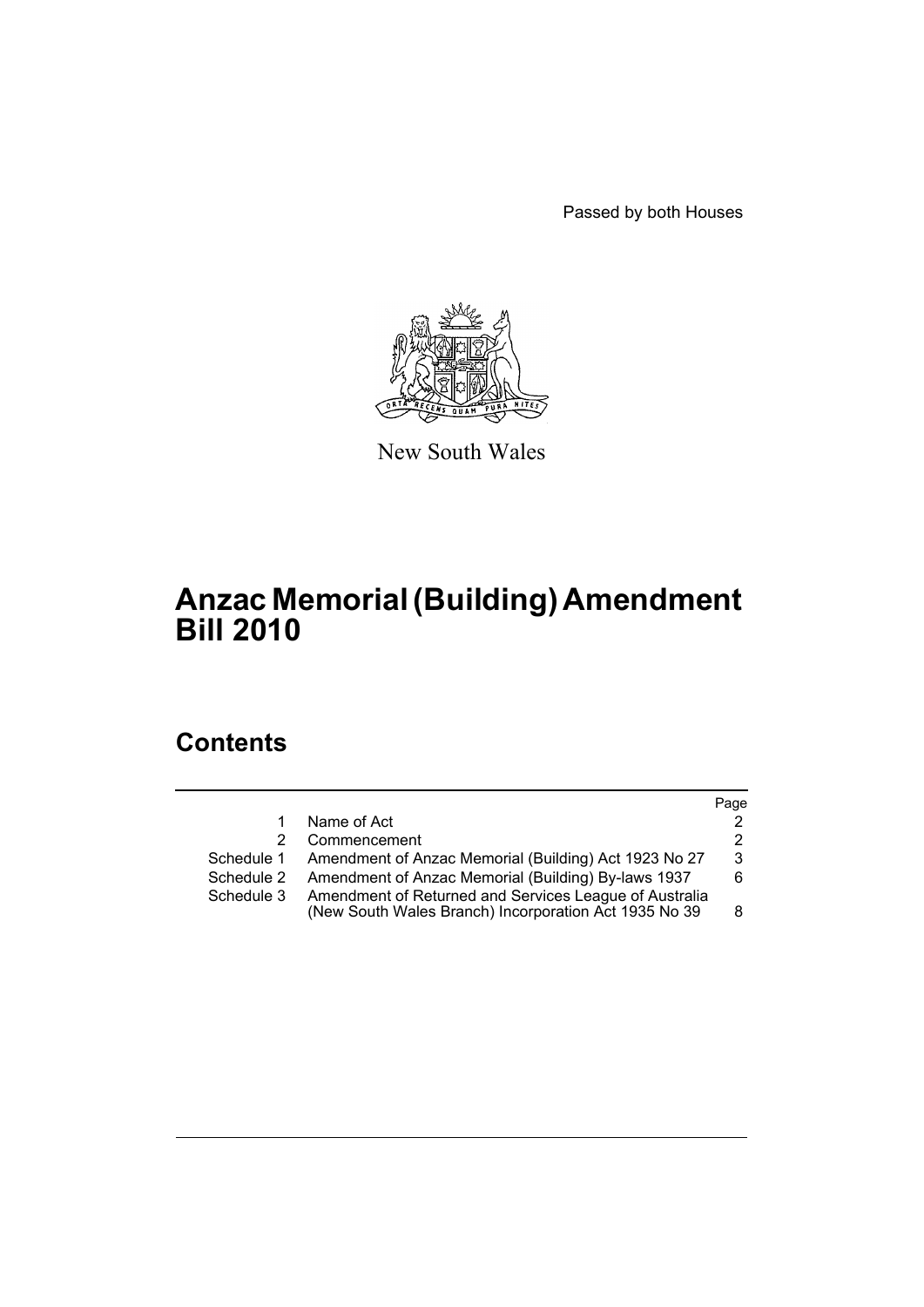Passed by both Houses

New South Wales

# Anzac Memorial (Building) Amendment Bill 2010

## Contents

| | | Page |
|---|---|---|
| 1 | Name of Act | 2 |
| 2 | Commencement | 2 |
| Schedule 1 | Amendment of Anzac Memorial (Building) Act 1923 No 27 | 3 |
| Schedule 2 | Amendment of Anzac Memorial (Building) By-laws 1937 | 6 |
| Schedule 3 | Amendment of Returned and Services League of Australia (New South Wales Branch) Incorporation Act 1935 No 39 | 8 |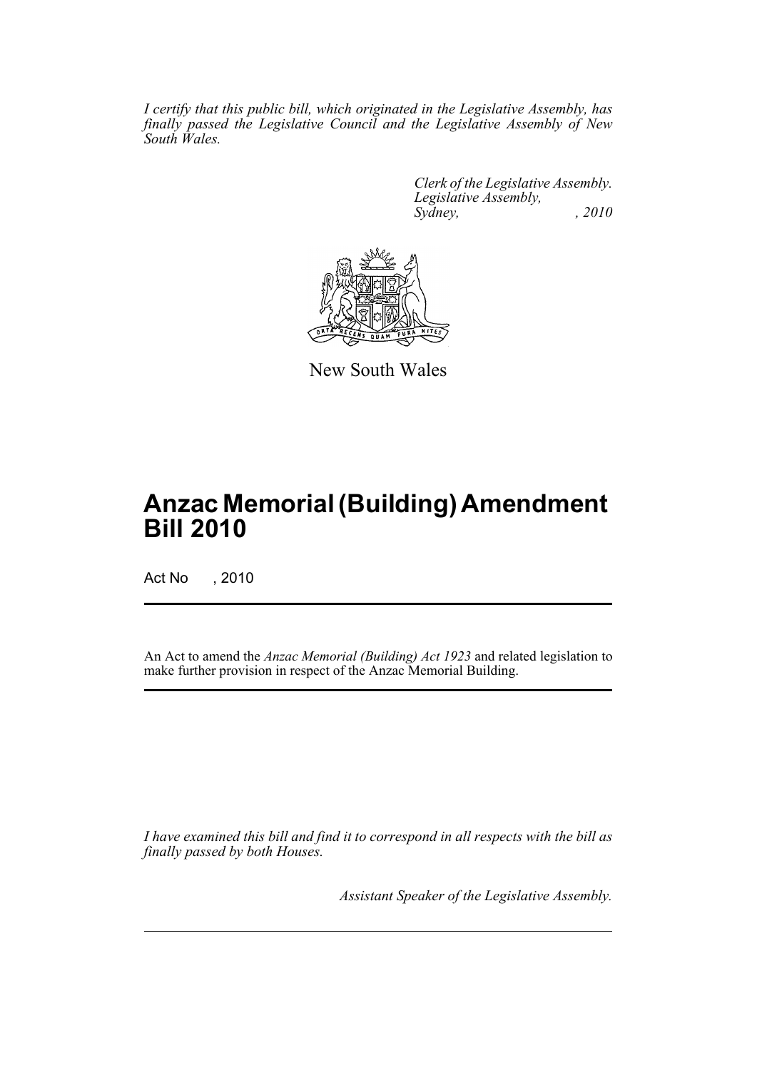*I certify that this public bill, which originated in the Legislative Assembly, has finally passed the Legislative Council and the Legislative Assembly of New South Wales.*

*Clerk of the Legislative Assembly.*
*Legislative Assembly,*
*Sydney, , 2010*

New South Wales

# Anzac Memorial (Building) Amendment Bill 2010

Act No , 2010

An Act to amend the *Anzac Memorial (Building) Act 1923* and related legislation to make further provision in respect of the Anzac Memorial Building.

*I have examined this bill and find it to correspond in all respects with the bill as finally passed by both Houses.*

*Assistant Speaker of the Legislative Assembly.*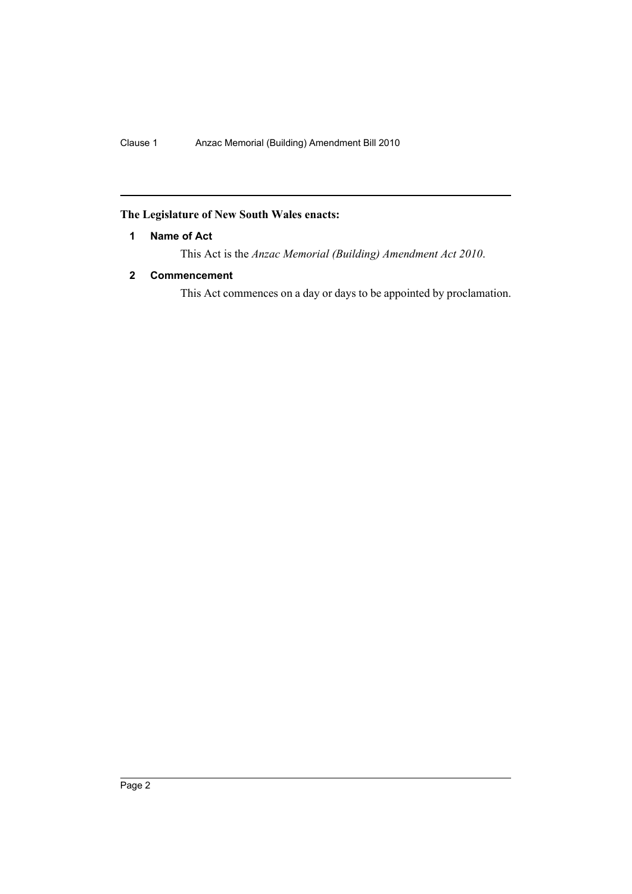**The Legislature of New South Wales enacts:**

### 1 Name of Act

This Act is the *Anzac Memorial (Building) Amendment Act 2010*.

### 2 Commencement

This Act commences on a day or days to be appointed by proclamation.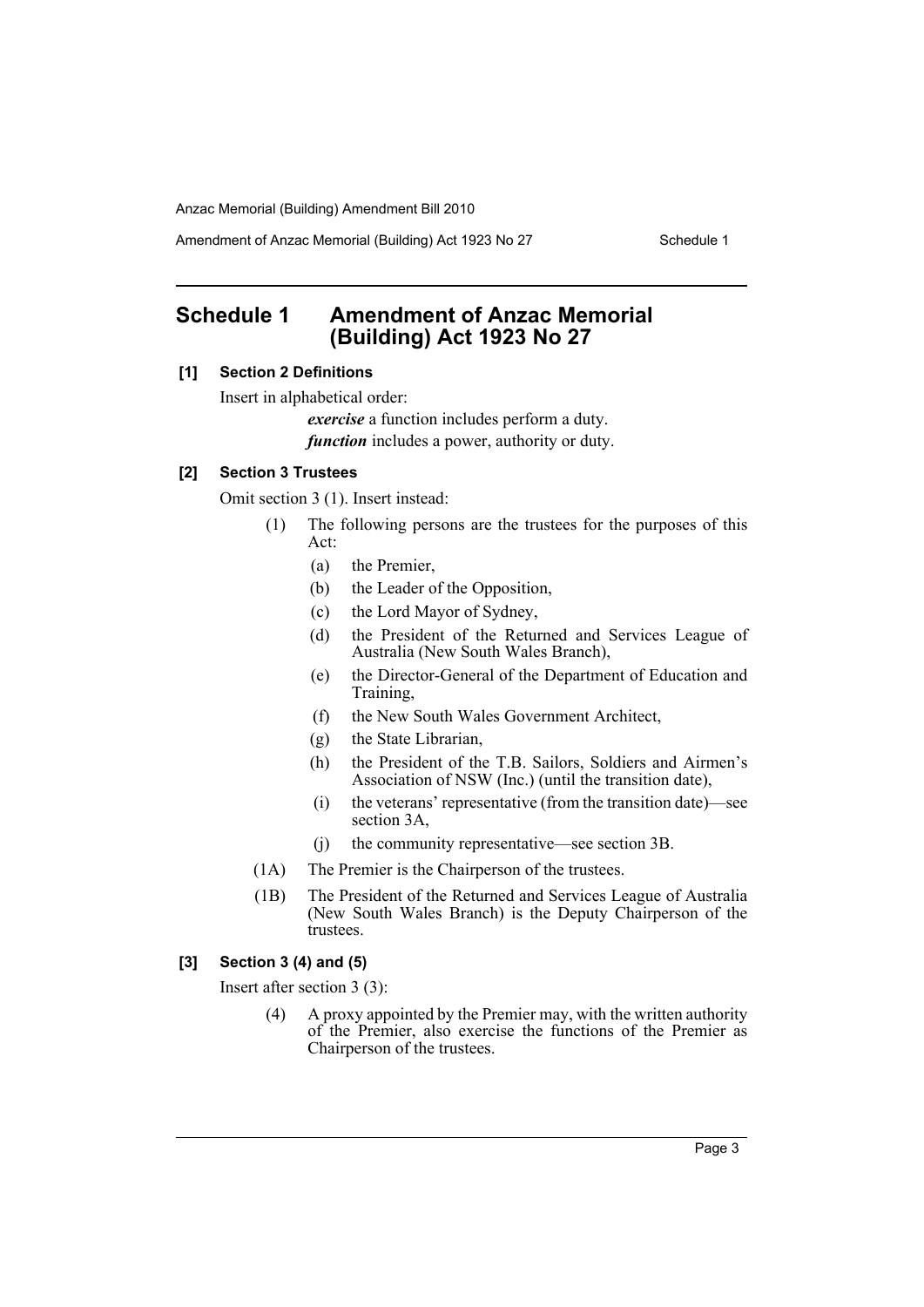## Schedule 1 Amendment of Anzac Memorial (Building) Act 1923 No 27

### [1] Section 2 Definitions

Insert in alphabetical order:

> ***exercise*** a function includes perform a duty.
>
> ***function*** includes a power, authority or duty.

### [2] Section 3 Trustees

Omit section 3 (1). Insert instead:

(1) The following persons are the trustees for the purposes of this Act:

- (a) the Premier,
- (b) the Leader of the Opposition,
- (c) the Lord Mayor of Sydney,
- (d) the President of the Returned and Services League of Australia (New South Wales Branch),
- (e) the Director-General of the Department of Education and Training,
- (f) the New South Wales Government Architect,
- (g) the State Librarian,
- (h) the President of the T.B. Sailors, Soldiers and Airmen's Association of NSW (Inc.) (until the transition date),
- (i) the veterans' representative (from the transition date)—see section 3A,
- (j) the community representative—see section 3B.

(1A) The Premier is the Chairperson of the trustees.

(1B) The President of the Returned and Services League of Australia (New South Wales Branch) is the Deputy Chairperson of the trustees.

### [3] Section 3 (4) and (5)

Insert after section 3 (3):

(4) A proxy appointed by the Premier may, with the written authority of the Premier, also exercise the functions of the Premier as Chairperson of the trustees.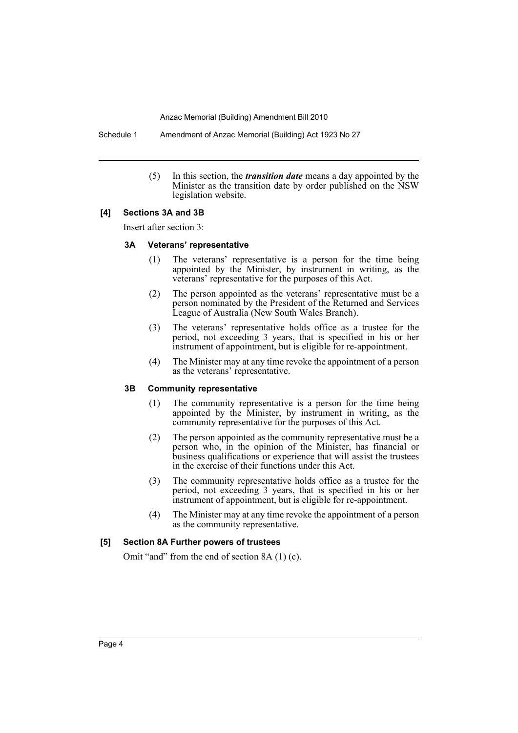(5) In this section, the ***transition date*** means a day appointed by the Minister as the transition date by order published on the NSW legislation website.

### [4] Sections 3A and 3B

Insert after section 3:

#### 3A Veterans' representative

(1) The veterans' representative is a person for the time being appointed by the Minister, by instrument in writing, as the veterans' representative for the purposes of this Act.

(2) The person appointed as the veterans' representative must be a person nominated by the President of the Returned and Services League of Australia (New South Wales Branch).

(3) The veterans' representative holds office as a trustee for the period, not exceeding 3 years, that is specified in his or her instrument of appointment, but is eligible for re-appointment.

(4) The Minister may at any time revoke the appointment of a person as the veterans' representative.

#### 3B Community representative

(1) The community representative is a person for the time being appointed by the Minister, by instrument in writing, as the community representative for the purposes of this Act.

(2) The person appointed as the community representative must be a person who, in the opinion of the Minister, has financial or business qualifications or experience that will assist the trustees in the exercise of their functions under this Act.

(3) The community representative holds office as a trustee for the period, not exceeding 3 years, that is specified in his or her instrument of appointment, but is eligible for re-appointment.

(4) The Minister may at any time revoke the appointment of a person as the community representative.

### [5] Section 8A Further powers of trustees

Omit "and" from the end of section 8A (1) (c).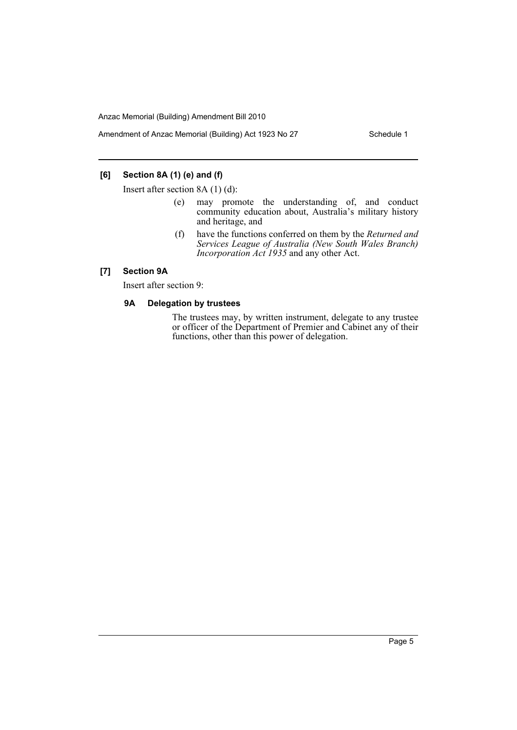**[6] Section 8A (1) (e) and (f)**

Insert after section 8A (1) (d):

> (e) may promote the understanding of, and conduct community education about, Australia's military history and heritage, and
>
> (f) have the functions conferred on them by the *Returned and Services League of Australia (New South Wales Branch) Incorporation Act 1935* and any other Act.

**[7] Section 9A**

Insert after section 9:

> **9A Delegation by trustees**
>
> The trustees may, by written instrument, delegate to any trustee or officer of the Department of Premier and Cabinet any of their functions, other than this power of delegation.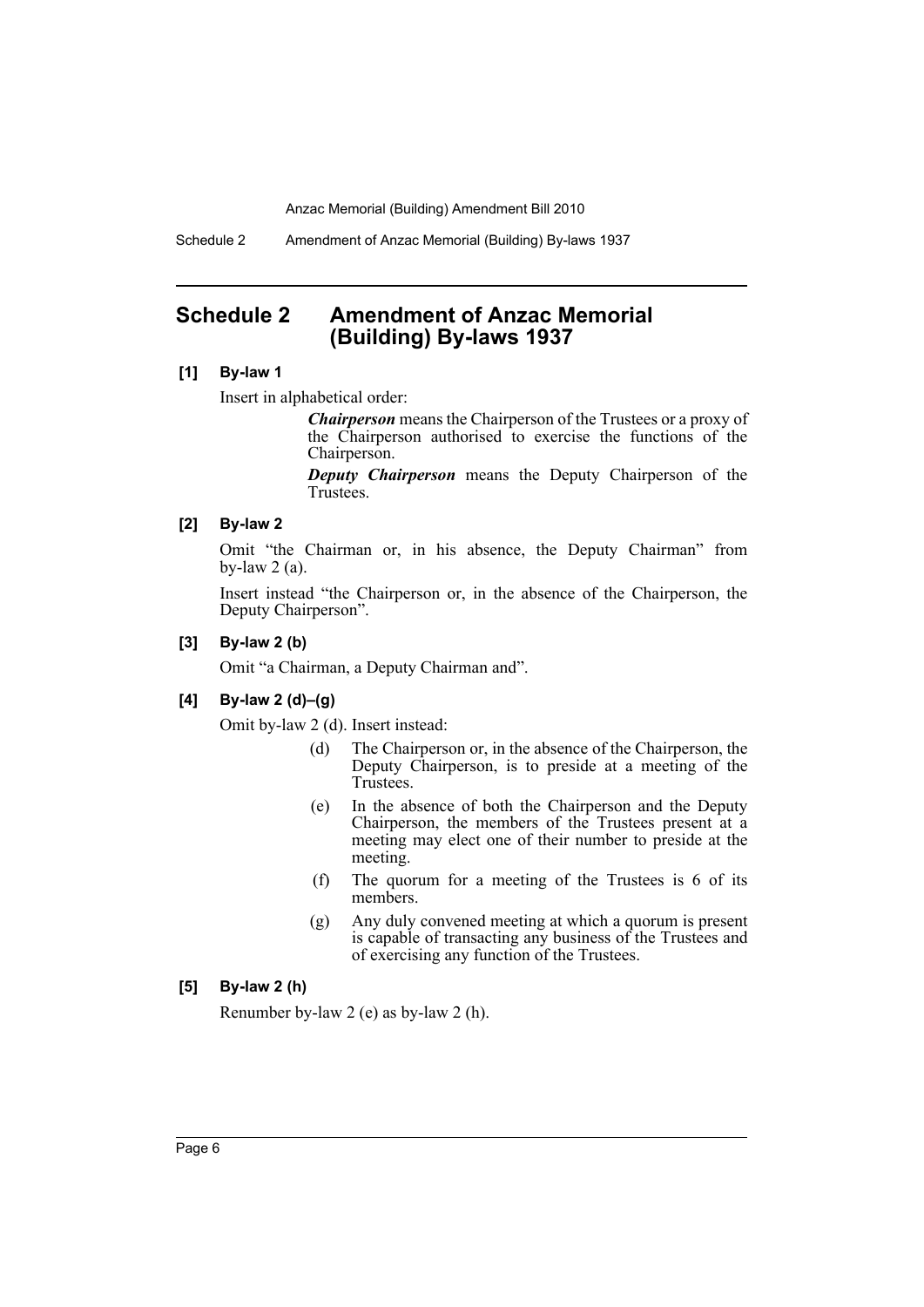## Schedule 2 Amendment of Anzac Memorial (Building) By-laws 1937

**[1] By-law 1**

Insert in alphabetical order:

> ***Chairperson*** means the Chairperson of the Trustees or a proxy of the Chairperson authorised to exercise the functions of the Chairperson.
>
> ***Deputy Chairperson*** means the Deputy Chairperson of the Trustees.

**[2] By-law 2**

Omit "the Chairman or, in his absence, the Deputy Chairman" from by-law 2 (a).

Insert instead "the Chairperson or, in the absence of the Chairperson, the Deputy Chairperson".

**[3] By-law 2 (b)**

Omit "a Chairman, a Deputy Chairman and".

**[4] By-law 2 (d)–(g)**

Omit by-law 2 (d). Insert instead:

> (d) The Chairperson or, in the absence of the Chairperson, the Deputy Chairperson, is to preside at a meeting of the Trustees.
>
> (e) In the absence of both the Chairperson and the Deputy Chairperson, the members of the Trustees present at a meeting may elect one of their number to preside at the meeting.
>
> (f) The quorum for a meeting of the Trustees is 6 of its members.
>
> (g) Any duly convened meeting at which a quorum is present is capable of transacting any business of the Trustees and of exercising any function of the Trustees.

**[5] By-law 2 (h)**

Renumber by-law 2 (e) as by-law 2 (h).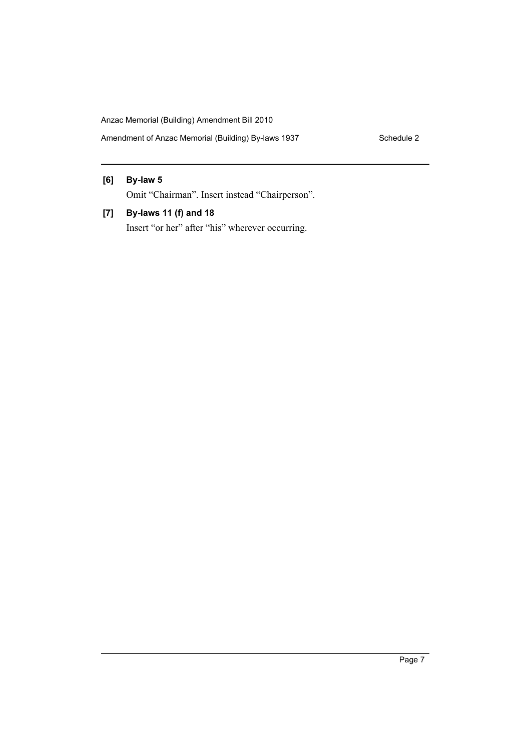**[6] By-law 5**

Omit “Chairman”. Insert instead “Chairperson”.

**[7] By-laws 11 (f) and 18**

Insert “or her” after “his” wherever occurring.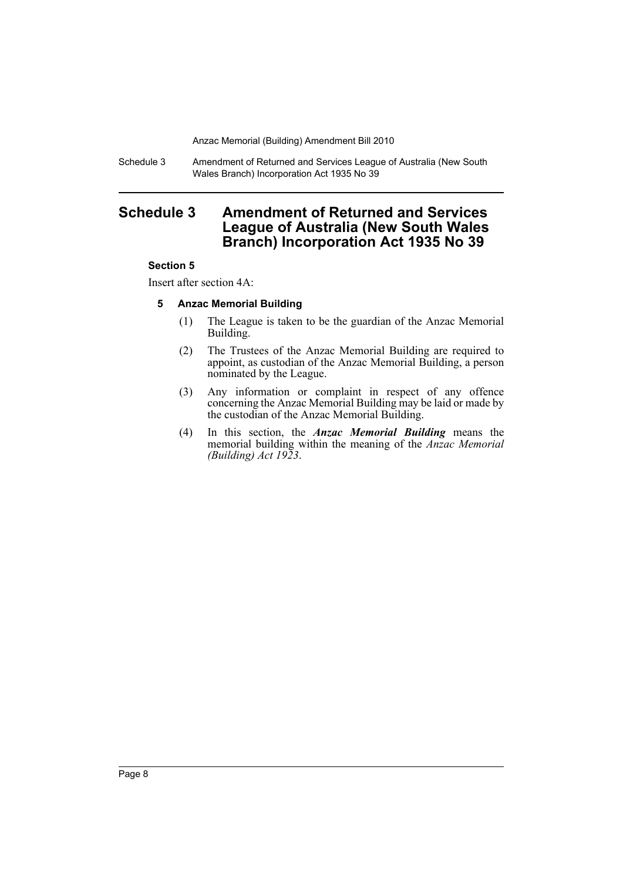# Schedule 3 Amendment of Returned and Services League of Australia (New South Wales Branch) Incorporation Act 1935 No 39

### Section 5

Insert after section 4A:

#### 5 Anzac Memorial Building

(1) The League is taken to be the guardian of the Anzac Memorial Building.

(2) The Trustees of the Anzac Memorial Building are required to appoint, as custodian of the Anzac Memorial Building, a person nominated by the League.

(3) Any information or complaint in respect of any offence concerning the Anzac Memorial Building may be laid or made by the custodian of the Anzac Memorial Building.

(4) In this section, the ***Anzac Memorial Building*** means the memorial building within the meaning of the *Anzac Memorial (Building) Act 1923*.